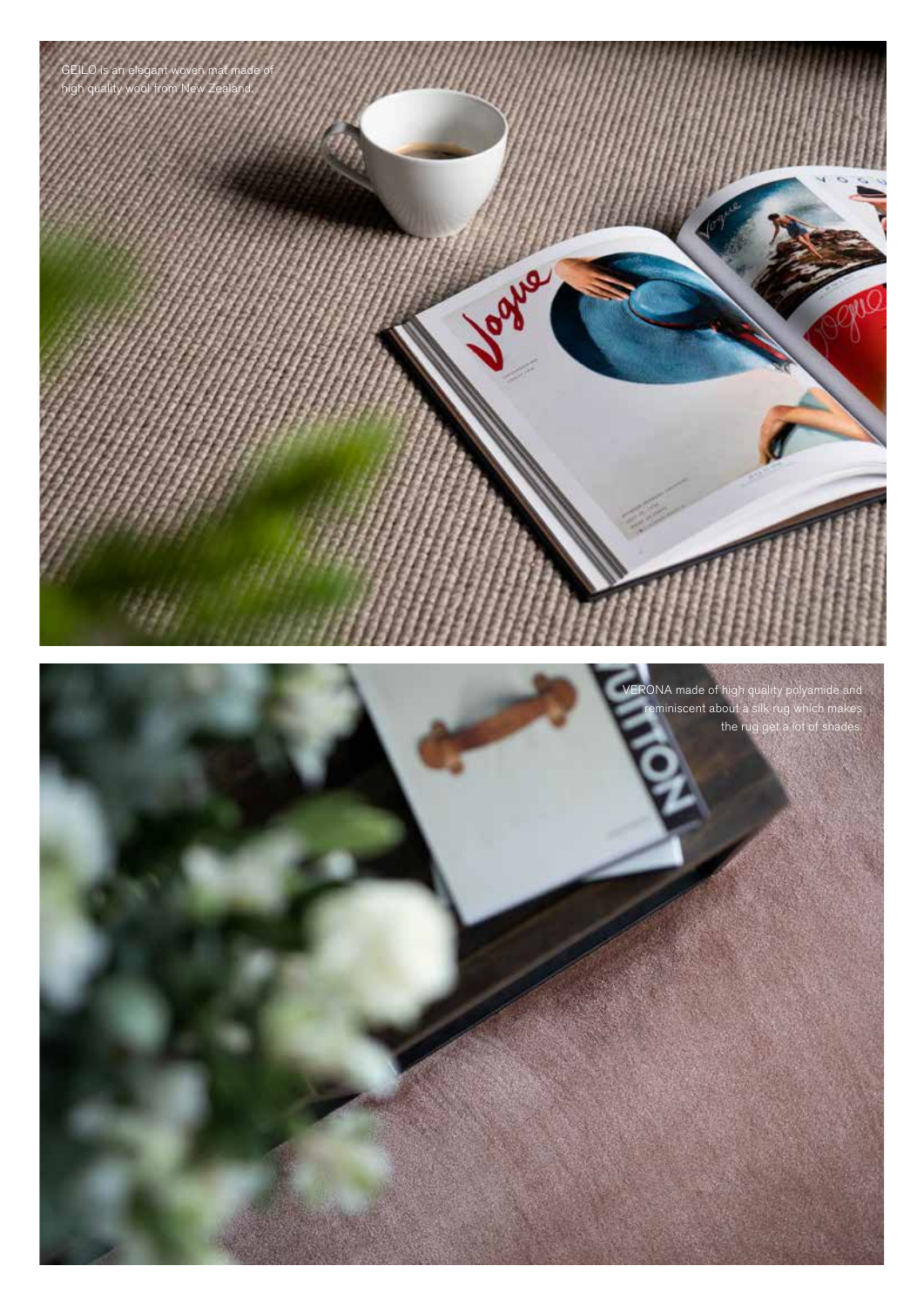GEILO is an elegant woven mat made of high quality wool from New Zealand.

VERONA made of high quality polyamide and reminiscent about a silk rug which makes the rug get a lot of shades.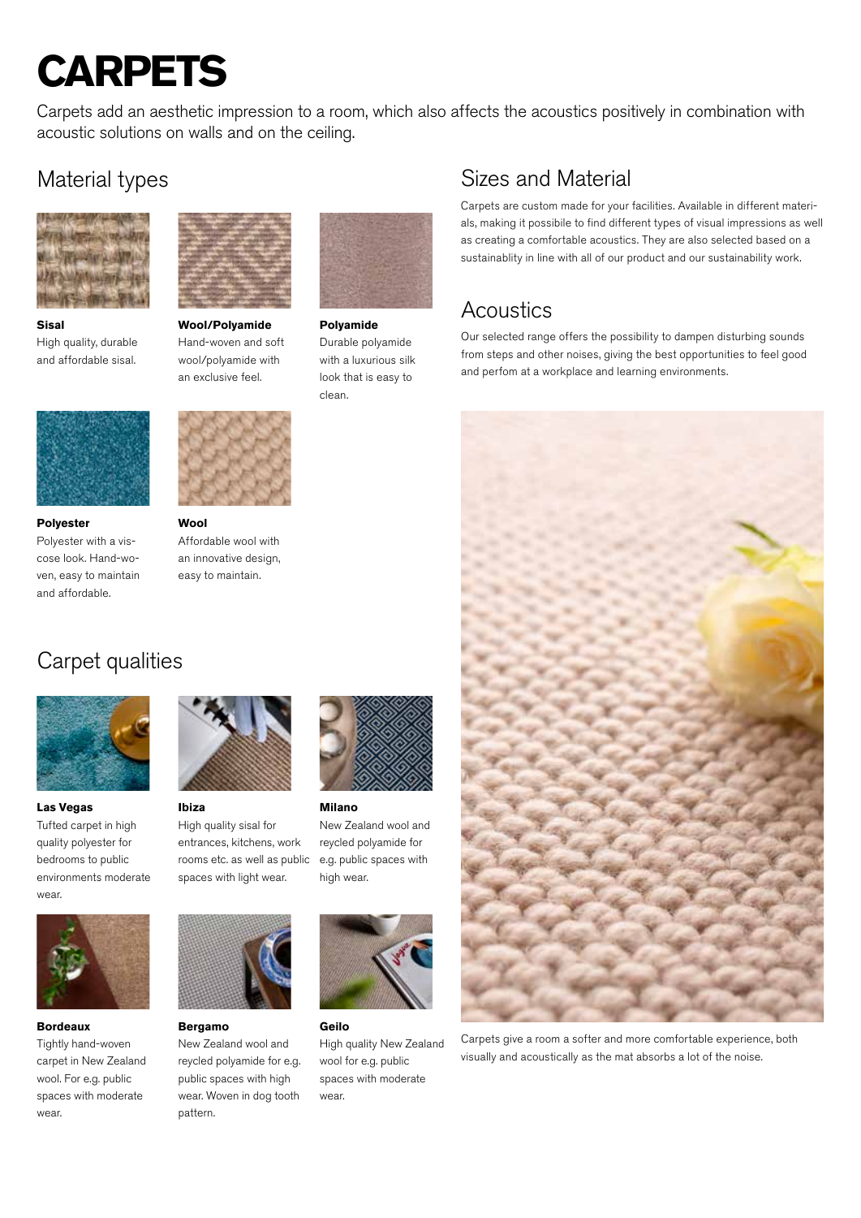# CARPETS

Carpets add an aesthetic impression to a room, which also affects the acoustics positively in combination with acoustic solutions on walls and on the ceiling.

## Material types

**Sisal**
High quality, durable and affordable sisal.

**Wool/Polyamide**
Hand-woven and soft wool/polyamide with an exclusive feel.

**Polyamide**
Durable polyamide with a luxurious silk look that is easy to clean.

**Polyester**
Polyester with a viscose look. Hand-woven, easy to maintain and affordable.

**Wool**
Affordable wool with an innovative design, easy to maintain.

## Carpet qualities

**Las Vegas**
Tufted carpet in high quality polyester for bedrooms to public environments moderate wear.

**Ibiza**
High quality sisal for entrances, kitchens, work rooms etc. as well as public spaces with light wear.

**Milano**
New Zealand wool and reycled polyamide for e.g. public spaces with high wear.

**Bordeaux**
Tightly hand-woven carpet in New Zealand wool. For e.g. public spaces with moderate wear.

**Bergamo**
New Zealand wool and reycled polyamide for e.g. public spaces with high wear. Woven in dog tooth pattern.

**Geilo**
High quality New Zealand wool for e.g. public spaces with moderate wear.

## Sizes and Material

Carpets are custom made for your facilities. Available in different materials, making it possibile to find different types of visual impressions as well as creating a comfortable acoustics. They are also selected based on a sustainablity in line with all of our product and our sustainability work.

## Acoustics

Our selected range offers the possibility to dampen disturbing sounds from steps and other noises, giving the best opportunities to feel good and perfom at a workplace and learning environments.

Carpets give a room a softer and more comfortable experience, both visually and acoustically as the mat absorbs a lot of the noise.